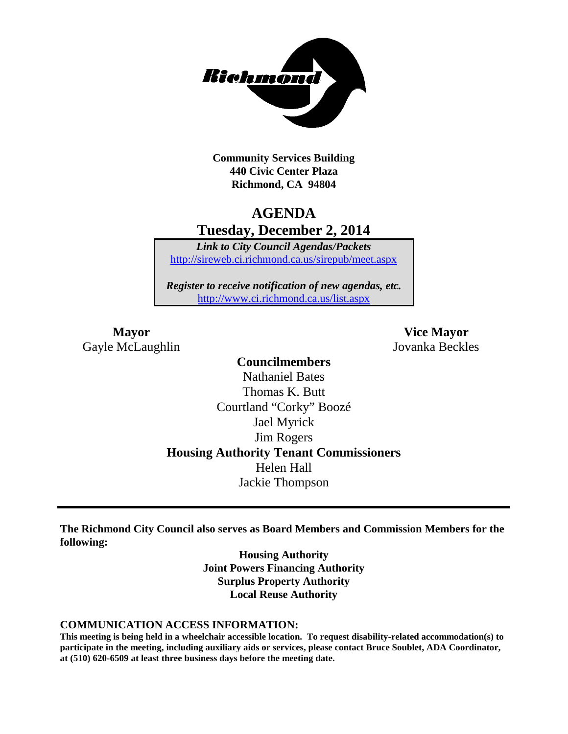**Community Services Building**
**440 Civic Center Plaza**
**Richmond, CA 94804**

# AGENDA

## Tuesday, December 2, 2014

***Link to City Council Agendas/Packets***
http://sireweb.ci.richmond.ca.us/sirepub/meet.aspx

***Register to receive notification of new agendas, etc.***
http://www.ci.richmond.ca.us/list.aspx

**Mayor**
Gayle McLaughlin

**Vice Mayor**
Jovanka Beckles

**Councilmembers**
Nathaniel Bates
Thomas K. Butt
Courtland "Corky" Boozé
Jael Myrick
Jim Rogers

**Housing Authority Tenant Commissioners**
Helen Hall
Jackie Thompson

---

**The Richmond City Council also serves as Board Members and Commission Members for the following:**

**Housing Authority**
**Joint Powers Financing Authority**
**Surplus Property Authority**
**Local Reuse Authority**

### COMMUNICATION ACCESS INFORMATION:

**This meeting is being held in a wheelchair accessible location. To request disability-related accommodation(s) to participate in the meeting, including auxiliary aids or services, please contact Bruce Soublet, ADA Coordinator, at (510) 620-6509 at least three business days before the meeting date.**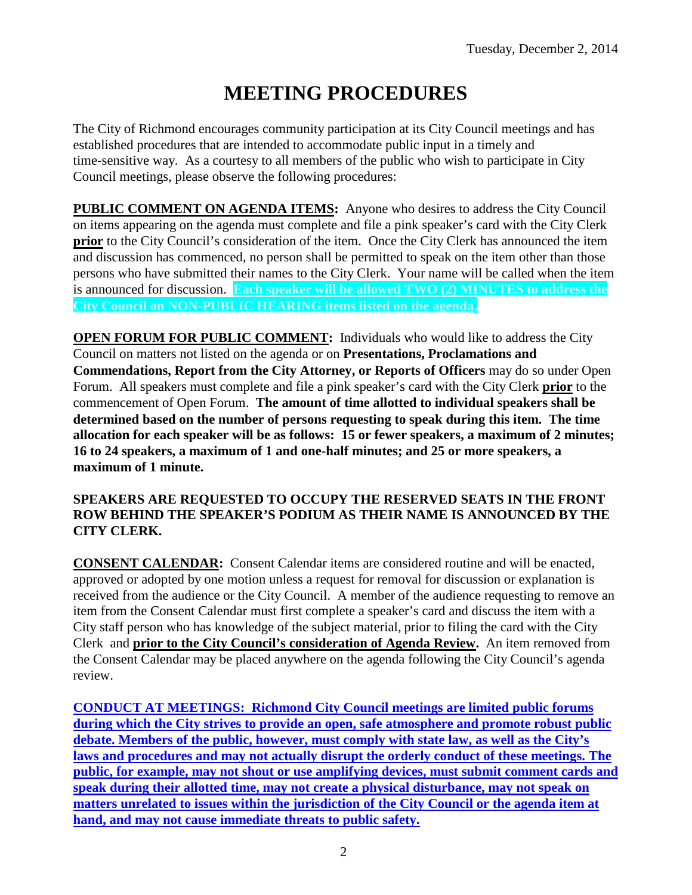Tuesday, December 2, 2014

# MEETING PROCEDURES

The City of Richmond encourages community participation at its City Council meetings and has established procedures that are intended to accommodate public input in a timely and time-sensitive way. As a courtesy to all members of the public who wish to participate in City Council meetings, please observe the following procedures:

**PUBLIC COMMENT ON AGENDA ITEMS:** Anyone who desires to address the City Council on items appearing on the agenda must complete and file a pink speaker's card with the City Clerk **prior** to the City Council's consideration of the item. Once the City Clerk has announced the item and discussion has commenced, no person shall be permitted to speak on the item other than those persons who have submitted their names to the City Clerk. Your name will be called when the item is announced for discussion. **Each speaker will be allowed TWO (2) MINUTES to address the City Council on NON-PUBLIC HEARING items listed on the agenda.**

**OPEN FORUM FOR PUBLIC COMMENT:** Individuals who would like to address the City Council on matters not listed on the agenda or on **Presentations, Proclamations and Commendations, Report from the City Attorney, or Reports of Officers** may do so under Open Forum. All speakers must complete and file a pink speaker's card with the City Clerk **prior** to the commencement of Open Forum. **The amount of time allotted to individual speakers shall be determined based on the number of persons requesting to speak during this item. The time allocation for each speaker will be as follows: 15 or fewer speakers, a maximum of 2 minutes; 16 to 24 speakers, a maximum of 1 and one-half minutes; and 25 or more speakers, a maximum of 1 minute.**

**SPEAKERS ARE REQUESTED TO OCCUPY THE RESERVED SEATS IN THE FRONT ROW BEHIND THE SPEAKER'S PODIUM AS THEIR NAME IS ANNOUNCED BY THE CITY CLERK.**

**CONSENT CALENDAR:** Consent Calendar items are considered routine and will be enacted, approved or adopted by one motion unless a request for removal for discussion or explanation is received from the audience or the City Council. A member of the audience requesting to remove an item from the Consent Calendar must first complete a speaker's card and discuss the item with a City staff person who has knowledge of the subject material, prior to filing the card with the City Clerk and **prior to the City Council's consideration of Agenda Review.** An item removed from the Consent Calendar may be placed anywhere on the agenda following the City Council's agenda review.

**CONDUCT AT MEETINGS: Richmond City Council meetings are limited public forums during which the City strives to provide an open, safe atmosphere and promote robust public debate. Members of the public, however, must comply with state law, as well as the City's laws and procedures and may not actually disrupt the orderly conduct of these meetings. The public, for example, may not shout or use amplifying devices, must submit comment cards and speak during their allotted time, may not create a physical disturbance, may not speak on matters unrelated to issues within the jurisdiction of the City Council or the agenda item at hand, and may not cause immediate threats to public safety.**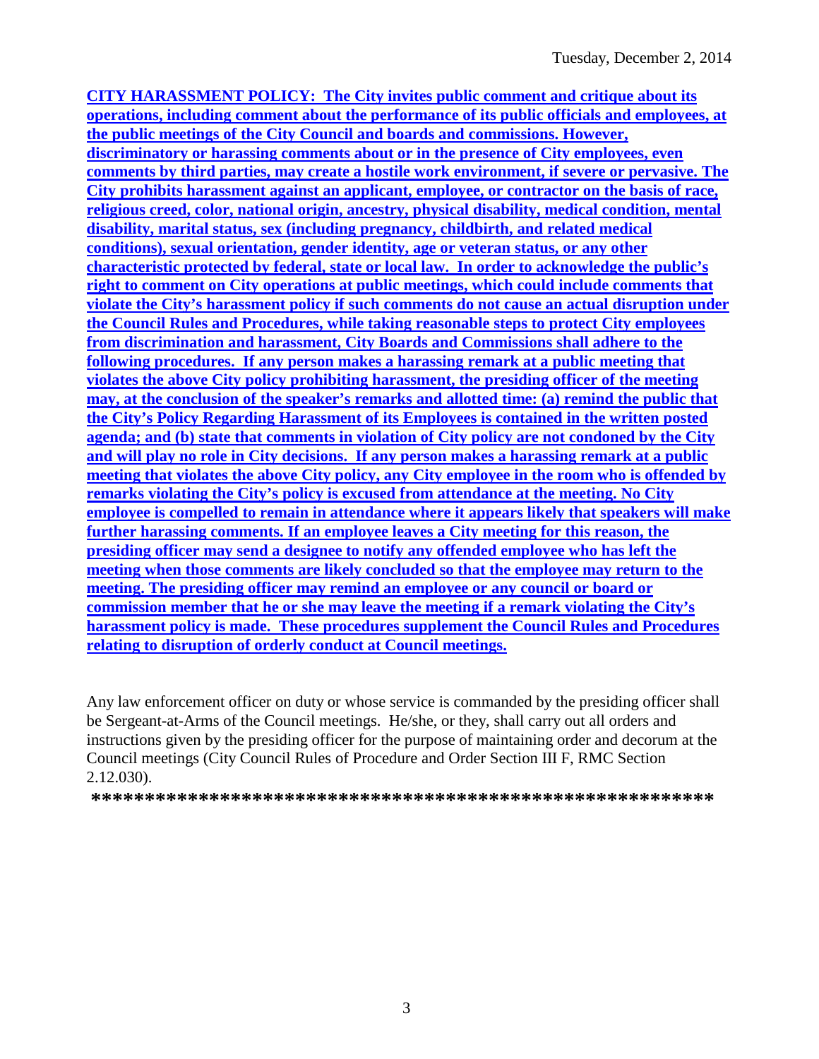**CITY HARASSMENT POLICY: The City invites public comment and critique about its operations, including comment about the performance of its public officials and employees, at the public meetings of the City Council and boards and commissions. However, discriminatory or harassing comments about or in the presence of City employees, even comments by third parties, may create a hostile work environment, if severe or pervasive. The City prohibits harassment against an applicant, employee, or contractor on the basis of race, religious creed, color, national origin, ancestry, physical disability, medical condition, mental disability, marital status, sex (including pregnancy, childbirth, and related medical conditions), sexual orientation, gender identity, age or veteran status, or any other characteristic protected by federal, state or local law. In order to acknowledge the public's right to comment on City operations at public meetings, which could include comments that violate the City's harassment policy if such comments do not cause an actual disruption under the Council Rules and Procedures, while taking reasonable steps to protect City employees from discrimination and harassment, City Boards and Commissions shall adhere to the following procedures. If any person makes a harassing remark at a public meeting that violates the above City policy prohibiting harassment, the presiding officer of the meeting may, at the conclusion of the speaker's remarks and allotted time: (a) remind the public that the City's Policy Regarding Harassment of its Employees is contained in the written posted agenda; and (b) state that comments in violation of City policy are not condoned by the City and will play no role in City decisions. If any person makes a harassing remark at a public meeting that violates the above City policy, any City employee in the room who is offended by remarks violating the City's policy is excused from attendance at the meeting. No City employee is compelled to remain in attendance where it appears likely that speakers will make further harassing comments. If an employee leaves a City meeting for this reason, the presiding officer may send a designee to notify any offended employee who has left the meeting when those comments are likely concluded so that the employee may return to the meeting. The presiding officer may remind an employee or any council or board or commission member that he or she may leave the meeting if a remark violating the City's harassment policy is made. These procedures supplement the Council Rules and Procedures relating to disruption of orderly conduct at Council meetings.**

Any law enforcement officer on duty or whose service is commanded by the presiding officer shall be Sergeant-at-Arms of the Council meetings. He/she, or they, shall carry out all orders and instructions given by the presiding officer for the purpose of maintaining order and decorum at the Council meetings (City Council Rules of Procedure and Order Section III F, RMC Section 2.12.030).

**\*\*\*\*\*\*\*\*\*\*\*\*\*\*\*\*\*\*\*\*\*\*\*\*\*\*\*\*\*\*\*\*\*\*\*\*\*\*\*\*\*\*\*\*\*\*\*\*\*\*\*\*\*\*\*\*\*\*\*\***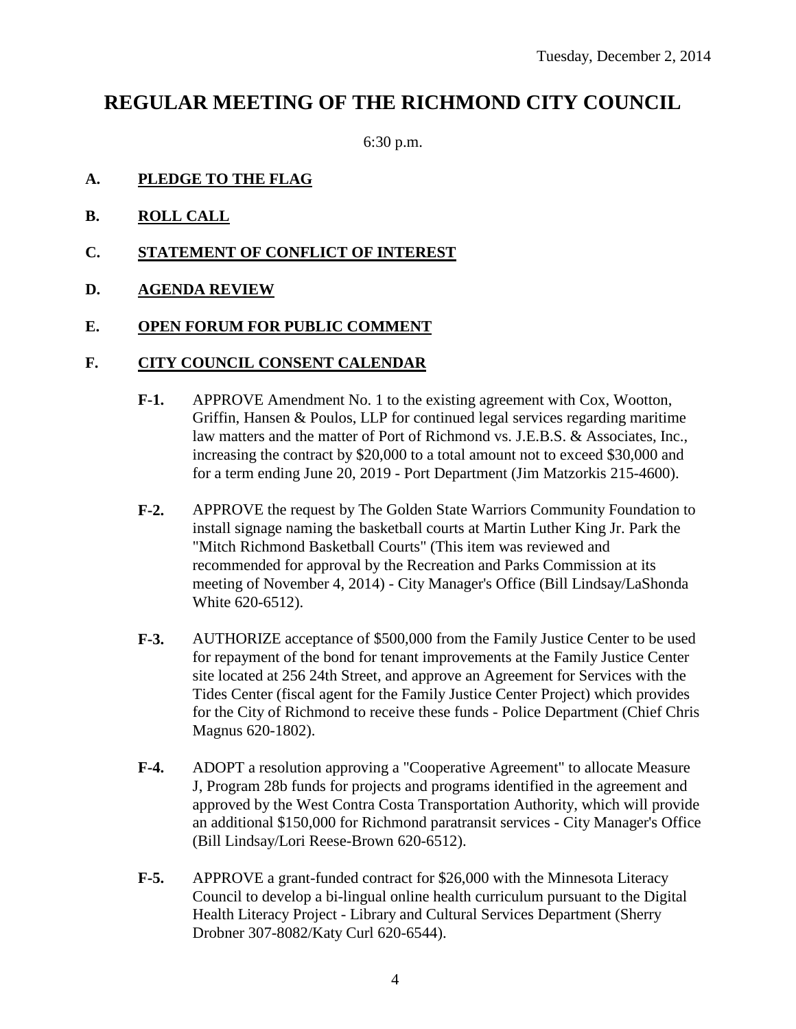Tuesday, December 2, 2014

# REGULAR MEETING OF THE RICHMOND CITY COUNCIL

6:30 p.m.

**A. PLEDGE TO THE FLAG**

**B. ROLL CALL**

**C. STATEMENT OF CONFLICT OF INTEREST**

**D. AGENDA REVIEW**

**E. OPEN FORUM FOR PUBLIC COMMENT**

**F. CITY COUNCIL CONSENT CALENDAR**

**F-1.** APPROVE Amendment No. 1 to the existing agreement with Cox, Wootton, Griffin, Hansen & Poulos, LLP for continued legal services regarding maritime law matters and the matter of Port of Richmond vs. J.E.B.S. & Associates, Inc., increasing the contract by $20,000 to a total amount not to exceed $30,000 and for a term ending June 20, 2019 - Port Department (Jim Matzorkis 215-4600).

**F-2.** APPROVE the request by The Golden State Warriors Community Foundation to install signage naming the basketball courts at Martin Luther King Jr. Park the "Mitch Richmond Basketball Courts" (This item was reviewed and recommended for approval by the Recreation and Parks Commission at its meeting of November 4, 2014) - City Manager's Office (Bill Lindsay/LaShonda White 620-6512).

**F-3.** AUTHORIZE acceptance of $500,000 from the Family Justice Center to be used for repayment of the bond for tenant improvements at the Family Justice Center site located at 256 24th Street, and approve an Agreement for Services with the Tides Center (fiscal agent for the Family Justice Center Project) which provides for the City of Richmond to receive these funds - Police Department (Chief Chris Magnus 620-1802).

**F-4.** ADOPT a resolution approving a "Cooperative Agreement" to allocate Measure J, Program 28b funds for projects and programs identified in the agreement and approved by the West Contra Costa Transportation Authority, which will provide an additional $150,000 for Richmond paratransit services - City Manager's Office (Bill Lindsay/Lori Reese-Brown 620-6512).

**F-5.** APPROVE a grant-funded contract for $26,000 with the Minnesota Literacy Council to develop a bi-lingual online health curriculum pursuant to the Digital Health Literacy Project - Library and Cultural Services Department (Sherry Drobner 307-8082/Katy Curl 620-6544).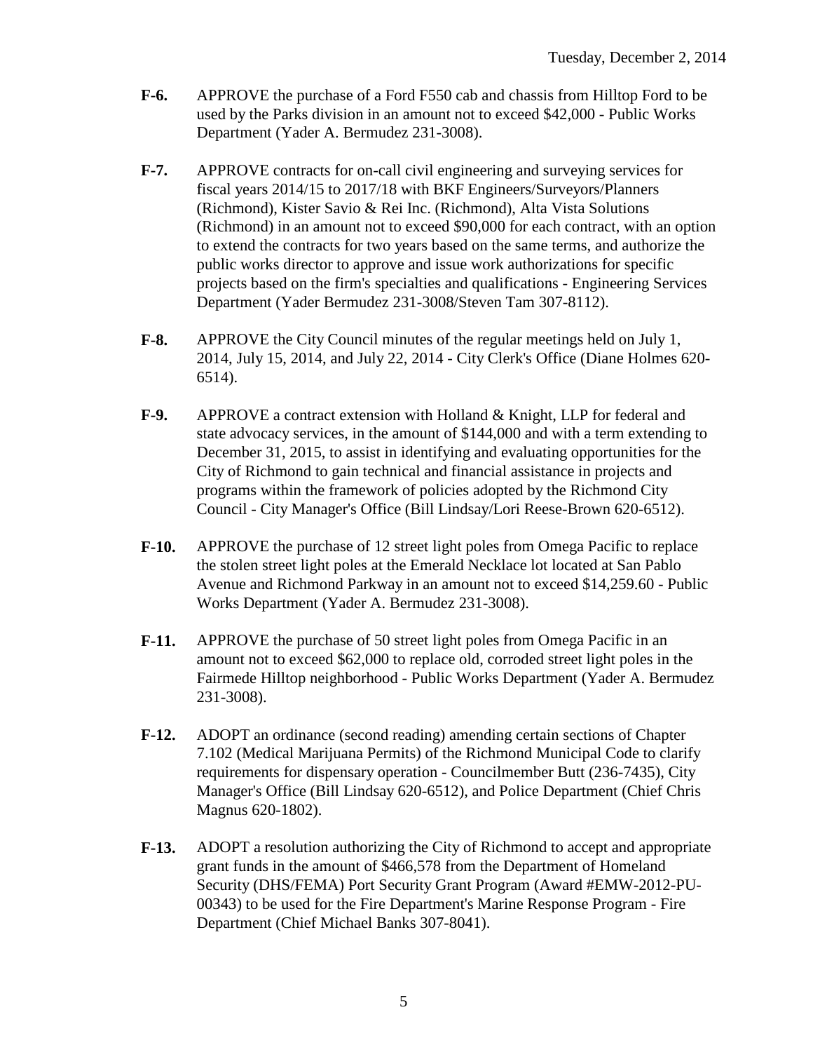**F-6.** APPROVE the purchase of a Ford F550 cab and chassis from Hilltop Ford to be used by the Parks division in an amount not to exceed $42,000 - Public Works Department (Yader A. Bermudez 231-3008).

**F-7.** APPROVE contracts for on-call civil engineering and surveying services for fiscal years 2014/15 to 2017/18 with BKF Engineers/Surveyors/Planners (Richmond), Kister Savio & Rei Inc. (Richmond), Alta Vista Solutions (Richmond) in an amount not to exceed $90,000 for each contract, with an option to extend the contracts for two years based on the same terms, and authorize the public works director to approve and issue work authorizations for specific projects based on the firm's specialties and qualifications - Engineering Services Department (Yader Bermudez 231-3008/Steven Tam 307-8112).

**F-8.** APPROVE the City Council minutes of the regular meetings held on July 1, 2014, July 15, 2014, and July 22, 2014 - City Clerk's Office (Diane Holmes 620-6514).

**F-9.** APPROVE a contract extension with Holland & Knight, LLP for federal and state advocacy services, in the amount of $144,000 and with a term extending to December 31, 2015, to assist in identifying and evaluating opportunities for the City of Richmond to gain technical and financial assistance in projects and programs within the framework of policies adopted by the Richmond City Council - City Manager's Office (Bill Lindsay/Lori Reese-Brown 620-6512).

**F-10.** APPROVE the purchase of 12 street light poles from Omega Pacific to replace the stolen street light poles at the Emerald Necklace lot located at San Pablo Avenue and Richmond Parkway in an amount not to exceed $14,259.60 - Public Works Department (Yader A. Bermudez 231-3008).

**F-11.** APPROVE the purchase of 50 street light poles from Omega Pacific in an amount not to exceed $62,000 to replace old, corroded street light poles in the Fairmede Hilltop neighborhood - Public Works Department (Yader A. Bermudez 231-3008).

**F-12.** ADOPT an ordinance (second reading) amending certain sections of Chapter 7.102 (Medical Marijuana Permits) of the Richmond Municipal Code to clarify requirements for dispensary operation - Councilmember Butt (236-7435), City Manager's Office (Bill Lindsay 620-6512), and Police Department (Chief Chris Magnus 620-1802).

**F-13.** ADOPT a resolution authorizing the City of Richmond to accept and appropriate grant funds in the amount of $466,578 from the Department of Homeland Security (DHS/FEMA) Port Security Grant Program (Award #EMW-2012-PU-00343) to be used for the Fire Department's Marine Response Program - Fire Department (Chief Michael Banks 307-8041).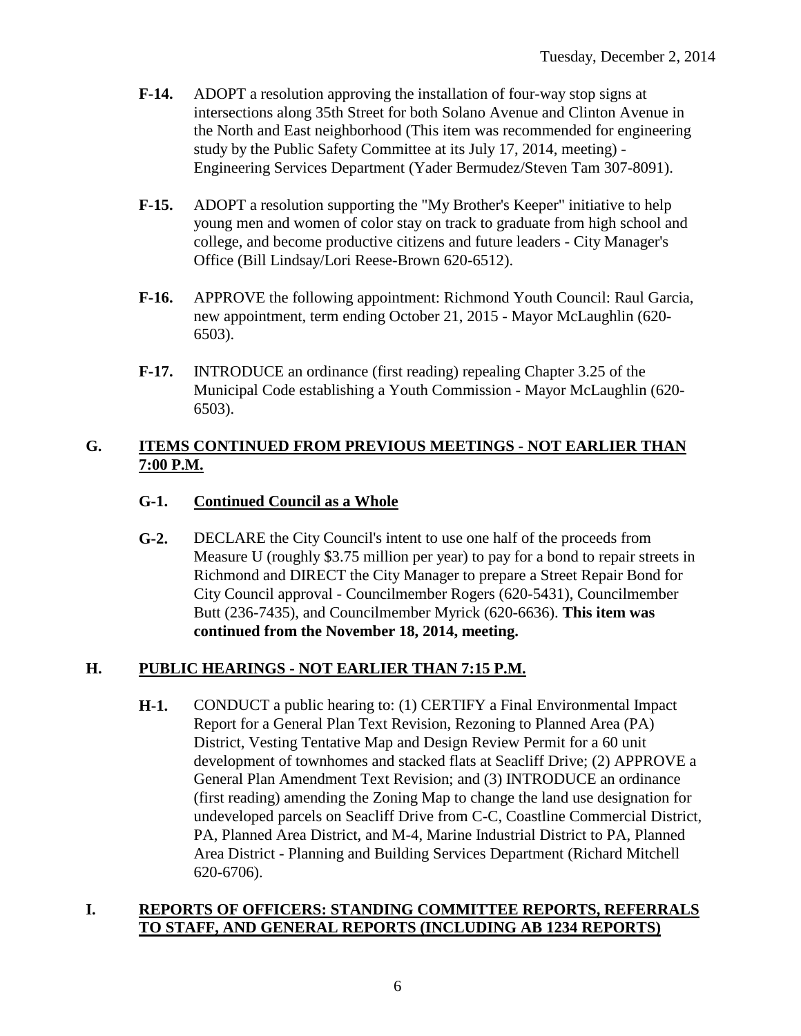- **F-14.** ADOPT a resolution approving the installation of four-way stop signs at intersections along 35th Street for both Solano Avenue and Clinton Avenue in the North and East neighborhood (This item was recommended for engineering study by the Public Safety Committee at its July 17, 2014, meeting) - Engineering Services Department (Yader Bermudez/Steven Tam 307-8091).

- **F-15.** ADOPT a resolution supporting the "My Brother's Keeper" initiative to help young men and women of color stay on track to graduate from high school and college, and become productive citizens and future leaders - City Manager's Office (Bill Lindsay/Lori Reese-Brown 620-6512).

- **F-16.** APPROVE the following appointment: Richmond Youth Council: Raul Garcia, new appointment, term ending October 21, 2015 - Mayor McLaughlin (620-6503).

- **F-17.** INTRODUCE an ordinance (first reading) repealing Chapter 3.25 of the Municipal Code establishing a Youth Commission - Mayor McLaughlin (620-6503).

## G. ITEMS CONTINUED FROM PREVIOUS MEETINGS - NOT EARLIER THAN 7:00 P.M.

- **G-1. Continued Council as a Whole**

- **G-2.** DECLARE the City Council's intent to use one half of the proceeds from Measure U (roughly $3.75 million per year) to pay for a bond to repair streets in Richmond and DIRECT the City Manager to prepare a Street Repair Bond for City Council approval - Councilmember Rogers (620-5431), Councilmember Butt (236-7435), and Councilmember Myrick (620-6636). **This item was continued from the November 18, 2014, meeting.**

## H. PUBLIC HEARINGS - NOT EARLIER THAN 7:15 P.M.

- **H-1.** CONDUCT a public hearing to: (1) CERTIFY a Final Environmental Impact Report for a General Plan Text Revision, Rezoning to Planned Area (PA) District, Vesting Tentative Map and Design Review Permit for a 60 unit development of townhomes and stacked flats at Seacliff Drive; (2) APPROVE a General Plan Amendment Text Revision; and (3) INTRODUCE an ordinance (first reading) amending the Zoning Map to change the land use designation for undeveloped parcels on Seacliff Drive from C-C, Coastline Commercial District, PA, Planned Area District, and M-4, Marine Industrial District to PA, Planned Area District - Planning and Building Services Department (Richard Mitchell 620-6706).

## I. REPORTS OF OFFICERS: STANDING COMMITTEE REPORTS, REFERRALS TO STAFF, AND GENERAL REPORTS (INCLUDING AB 1234 REPORTS)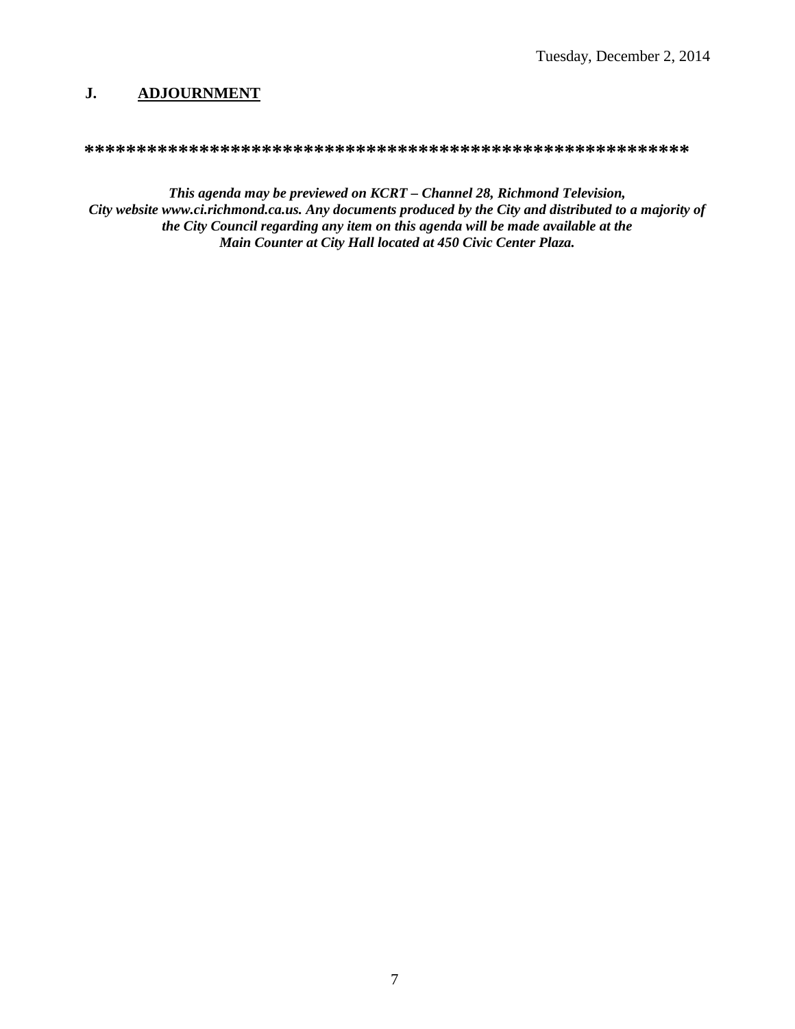## J. ADJOURNMENT

*************************************************************

***This agenda may be previewed on KCRT – Channel 28, Richmond Television, City website www.ci.richmond.ca.us. Any documents produced by the City and distributed to a majority of the City Council regarding any item on this agenda will be made available at the Main Counter at City Hall located at 450 Civic Center Plaza.***